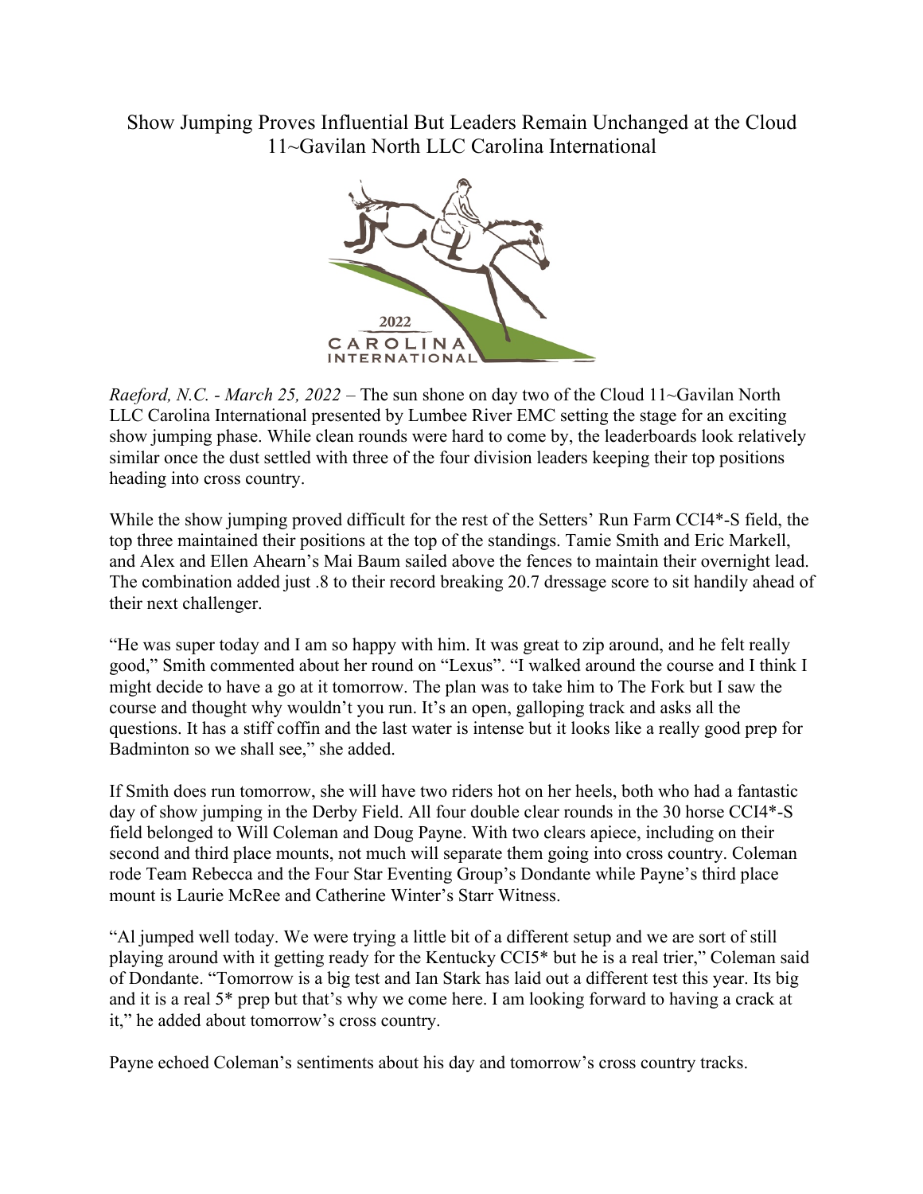# Show Jumping Proves Influential But Leaders Remain Unchanged at the Cloud 11~Gavilan North LLC Carolina International

*Raeford, N.C. - March 25, 2022* – The sun shone on day two of the Cloud 11~Gavilan North LLC Carolina International presented by Lumbee River EMC setting the stage for an exciting show jumping phase. While clean rounds were hard to come by, the leaderboards look relatively similar once the dust settled with three of the four division leaders keeping their top positions heading into cross country.

While the show jumping proved difficult for the rest of the Setters' Run Farm CCI4*-S field, the top three maintained their positions at the top of the standings. Tamie Smith and Eric Markell, and Alex and Ellen Ahearn's Mai Baum sailed above the fences to maintain their overnight lead. The combination added just .8 to their record breaking 20.7 dressage score to sit handily ahead of their next challenger.

"He was super today and I am so happy with him. It was great to zip around, and he felt really good," Smith commented about her round on "Lexus". "I walked around the course and I think I might decide to have a go at it tomorrow. The plan was to take him to The Fork but I saw the course and thought why wouldn't you run. It's an open, galloping track and asks all the questions. It has a stiff coffin and the last water is intense but it looks like a really good prep for Badminton so we shall see," she added.

If Smith does run tomorrow, she will have two riders hot on her heels, both who had a fantastic day of show jumping in the Derby Field. All four double clear rounds in the 30 horse CCI4*-S field belonged to Will Coleman and Doug Payne. With two clears apiece, including on their second and third place mounts, not much will separate them going into cross country. Coleman rode Team Rebecca and the Four Star Eventing Group's Dondante while Payne's third place mount is Laurie McRee and Catherine Winter's Starr Witness.

"Al jumped well today. We were trying a little bit of a different setup and we are sort of still playing around with it getting ready for the Kentucky CCI5* but he is a real trier," Coleman said of Dondante. "Tomorrow is a big test and Ian Stark has laid out a different test this year. Its big and it is a real 5* prep but that's why we come here. I am looking forward to having a crack at it," he added about tomorrow's cross country.

Payne echoed Coleman's sentiments about his day and tomorrow's cross country tracks.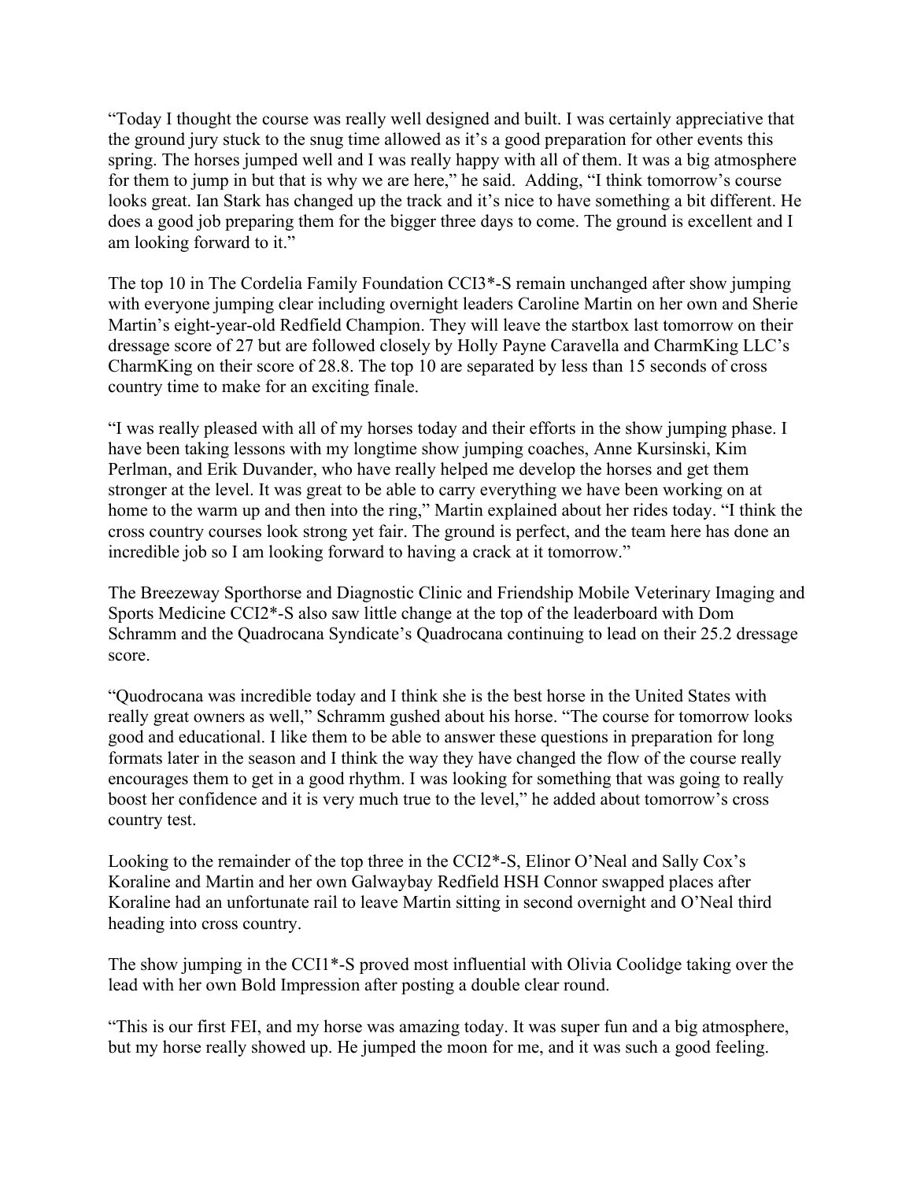"Today I thought the course was really well designed and built. I was certainly appreciative that the ground jury stuck to the snug time allowed as it's a good preparation for other events this spring. The horses jumped well and I was really happy with all of them. It was a big atmosphere for them to jump in but that is why we are here," he said. Adding, "I think tomorrow's course looks great. Ian Stark has changed up the track and it's nice to have something a bit different. He does a good job preparing them for the bigger three days to come. The ground is excellent and I am looking forward to it."

The top 10 in The Cordelia Family Foundation CCI3*-S remain unchanged after show jumping with everyone jumping clear including overnight leaders Caroline Martin on her own and Sherie Martin's eight-year-old Redfield Champion. They will leave the startbox last tomorrow on their dressage score of 27 but are followed closely by Holly Payne Caravella and CharmKing LLC's CharmKing on their score of 28.8. The top 10 are separated by less than 15 seconds of cross country time to make for an exciting finale.

"I was really pleased with all of my horses today and their efforts in the show jumping phase. I have been taking lessons with my longtime show jumping coaches, Anne Kursinski, Kim Perlman, and Erik Duvander, who have really helped me develop the horses and get them stronger at the level. It was great to be able to carry everything we have been working on at home to the warm up and then into the ring," Martin explained about her rides today. "I think the cross country courses look strong yet fair. The ground is perfect, and the team here has done an incredible job so I am looking forward to having a crack at it tomorrow."

The Breezeway Sporthorse and Diagnostic Clinic and Friendship Mobile Veterinary Imaging and Sports Medicine CCI2*-S also saw little change at the top of the leaderboard with Dom Schramm and the Quadrocana Syndicate's Quadrocana continuing to lead on their 25.2 dressage score.

"Quodrocana was incredible today and I think she is the best horse in the United States with really great owners as well," Schramm gushed about his horse. "The course for tomorrow looks good and educational. I like them to be able to answer these questions in preparation for long formats later in the season and I think the way they have changed the flow of the course really encourages them to get in a good rhythm. I was looking for something that was going to really boost her confidence and it is very much true to the level," he added about tomorrow's cross country test.

Looking to the remainder of the top three in the CCI2*-S, Elinor O'Neal and Sally Cox's Koraline and Martin and her own Galwaybay Redfield HSH Connor swapped places after Koraline had an unfortunate rail to leave Martin sitting in second overnight and O'Neal third heading into cross country.

The show jumping in the CCI1*-S proved most influential with Olivia Coolidge taking over the lead with her own Bold Impression after posting a double clear round.

"This is our first FEI, and my horse was amazing today. It was super fun and a big atmosphere, but my horse really showed up. He jumped the moon for me, and it was such a good feeling.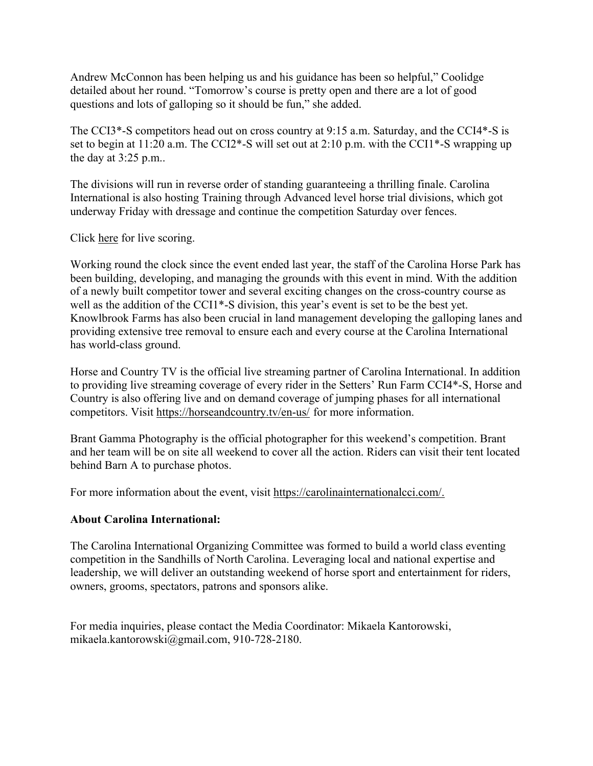Andrew McConnon has been helping us and his guidance has been so helpful," Coolidge detailed about her round. "Tomorrow's course is pretty open and there are a lot of good questions and lots of galloping so it should be fun," she added.

The CCI3*-S competitors head out on cross country at 9:15 a.m. Saturday, and the CCI4*-S is set to begin at 11:20 a.m. The CCI2*-S will set out at 2:10 p.m. with the CCI1*-S wrapping up the day at 3:25 p.m..

The divisions will run in reverse order of standing guaranteeing a thrilling finale. Carolina International is also hosting Training through Advanced level horse trial divisions, which got underway Friday with dressage and continue the competition Saturday over fences.

Click here for live scoring.

Working round the clock since the event ended last year, the staff of the Carolina Horse Park has been building, developing, and managing the grounds with this event in mind. With the addition of a newly built competitor tower and several exciting changes on the cross-country course as well as the addition of the CCI1*-S division, this year's event is set to be the best yet. Knowlbrook Farms has also been crucial in land management developing the galloping lanes and providing extensive tree removal to ensure each and every course at the Carolina International has world-class ground.

Horse and Country TV is the official live streaming partner of Carolina International. In addition to providing live streaming coverage of every rider in the Setters' Run Farm CCI4*-S, Horse and Country is also offering live and on demand coverage of jumping phases for all international competitors. Visit https://horseandcountry.tv/en-us/ for more information.

Brant Gamma Photography is the official photographer for this weekend's competition. Brant and her team will be on site all weekend to cover all the action. Riders can visit their tent located behind Barn A to purchase photos.

For more information about the event, visit https://carolinainternationalcci.com/.

**About Carolina International:**

The Carolina International Organizing Committee was formed to build a world class eventing competition in the Sandhills of North Carolina. Leveraging local and national expertise and leadership, we will deliver an outstanding weekend of horse sport and entertainment for riders, owners, grooms, spectators, patrons and sponsors alike.

For media inquiries, please contact the Media Coordinator: Mikaela Kantorowski, mikaela.kantorowski@gmail.com, 910-728-2180.